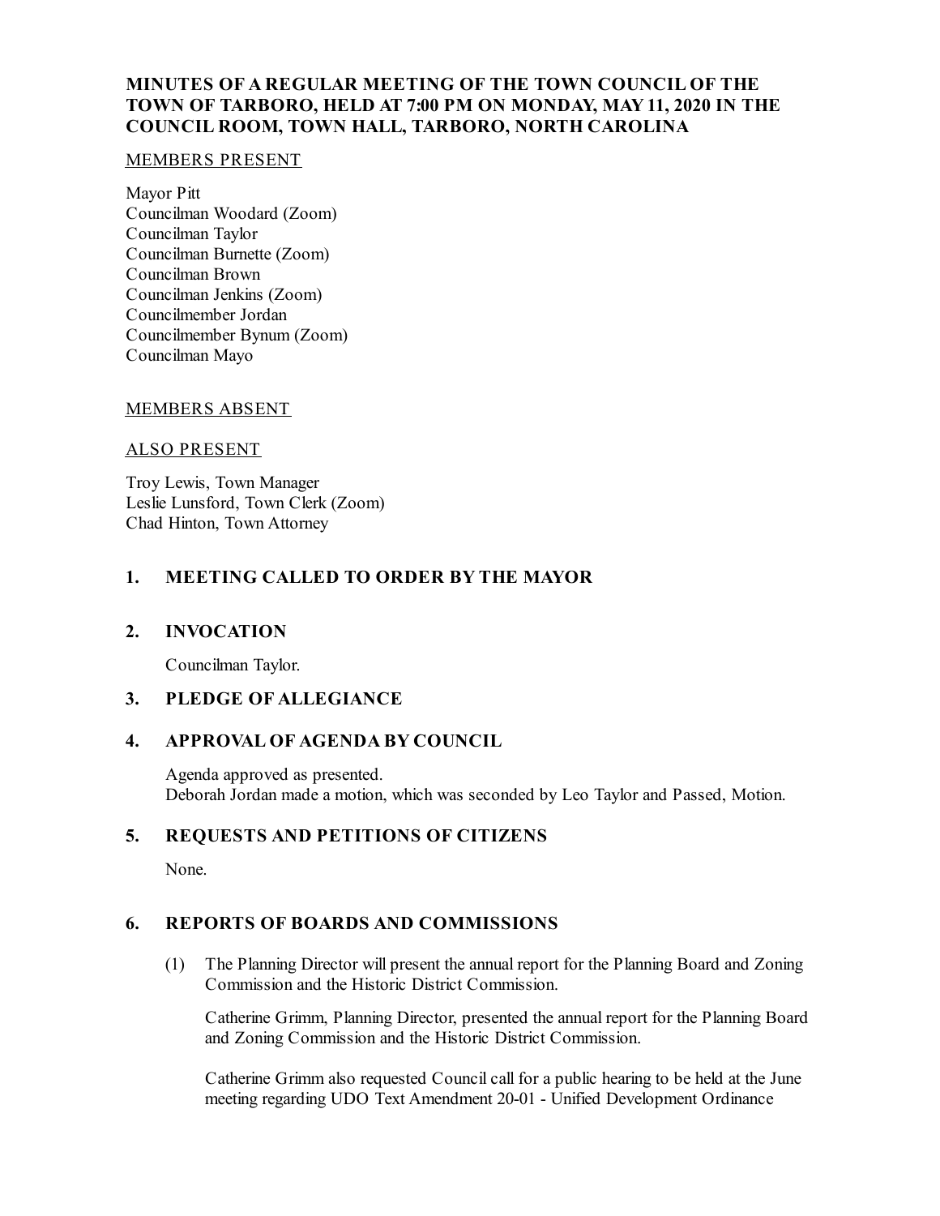**MINUTES OF A REGULAR MEETING OF THE TOWN COUNCIL OF THE TOWN OF TARBORO, HELD AT 7:00 PM ON MONDAY, MAY 11, 2020 IN THE COUNCIL ROOM, TOWN HALL, TARBORO, NORTH CAROLINA**

MEMBERS PRESENT

Mayor Pitt
Councilman Woodard (Zoom)
Councilman Taylor
Councilman Burnette (Zoom)
Councilman Brown
Councilman Jenkins (Zoom)
Councilmember Jordan
Councilmember Bynum (Zoom)
Councilman Mayo

MEMBERS ABSENT

ALSO PRESENT

Troy Lewis, Town Manager
Leslie Lunsford, Town Clerk (Zoom)
Chad Hinton, Town Attorney

## 1. MEETING CALLED TO ORDER BY THE MAYOR

## 2. INVOCATION

Councilman Taylor.

## 3. PLEDGE OF ALLEGIANCE

## 4. APPROVAL OF AGENDA BY COUNCIL

Agenda approved as presented.
Deborah Jordan made a motion, which was seconded by Leo Taylor and Passed, Motion.

## 5. REQUESTS AND PETITIONS OF CITIZENS

None.

## 6. REPORTS OF BOARDS AND COMMISSIONS

(1) The Planning Director will present the annual report for the Planning Board and Zoning Commission and the Historic District Commission.

Catherine Grimm, Planning Director, presented the annual report for the Planning Board and Zoning Commission and the Historic District Commission.

Catherine Grimm also requested Council call for a public hearing to be held at the June meeting regarding UDO Text Amendment 20-01 - Unified Development Ordinance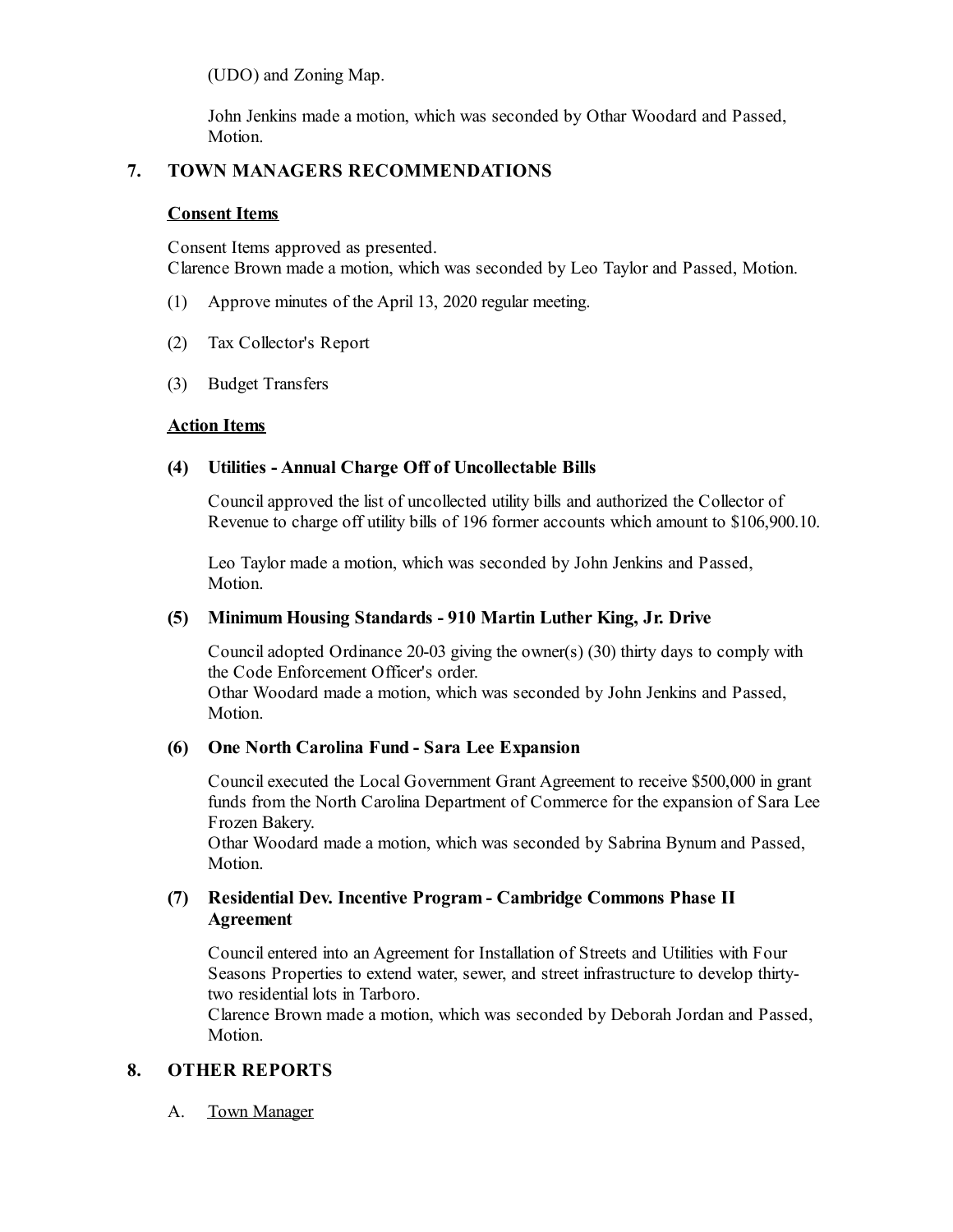(UDO) and Zoning Map.

John Jenkins made a motion, which was seconded by Othar Woodard and Passed, Motion.

## 7. TOWN MANAGERS RECOMMENDATIONS

**Consent Items**

Consent Items approved as presented.
Clarence Brown made a motion, which was seconded by Leo Taylor and Passed, Motion.

(1) Approve minutes of the April 13, 2020 regular meeting.

(2) Tax Collector's Report

(3) Budget Transfers

**Action Items**

**(4) Utilities - Annual Charge Off of Uncollectable Bills**

Council approved the list of uncollected utility bills and authorized the Collector of Revenue to charge off utility bills of 196 former accounts which amount to $106,900.10.

Leo Taylor made a motion, which was seconded by John Jenkins and Passed, Motion.

**(5) Minimum Housing Standards - 910 Martin Luther King, Jr. Drive**

Council adopted Ordinance 20-03 giving the owner(s) (30) thirty days to comply with the Code Enforcement Officer's order.
Othar Woodard made a motion, which was seconded by John Jenkins and Passed, Motion.

**(6) One North Carolina Fund - Sara Lee Expansion**

Council executed the Local Government Grant Agreement to receive $500,000 in grant funds from the North Carolina Department of Commerce for the expansion of Sara Lee Frozen Bakery.
Othar Woodard made a motion, which was seconded by Sabrina Bynum and Passed, Motion.

**(7) Residential Dev. Incentive Program - Cambridge Commons Phase II Agreement**

Council entered into an Agreement for Installation of Streets and Utilities with Four Seasons Properties to extend water, sewer, and street infrastructure to develop thirty-two residential lots in Tarboro.
Clarence Brown made a motion, which was seconded by Deborah Jordan and Passed, Motion.

## 8. OTHER REPORTS

A. Town Manager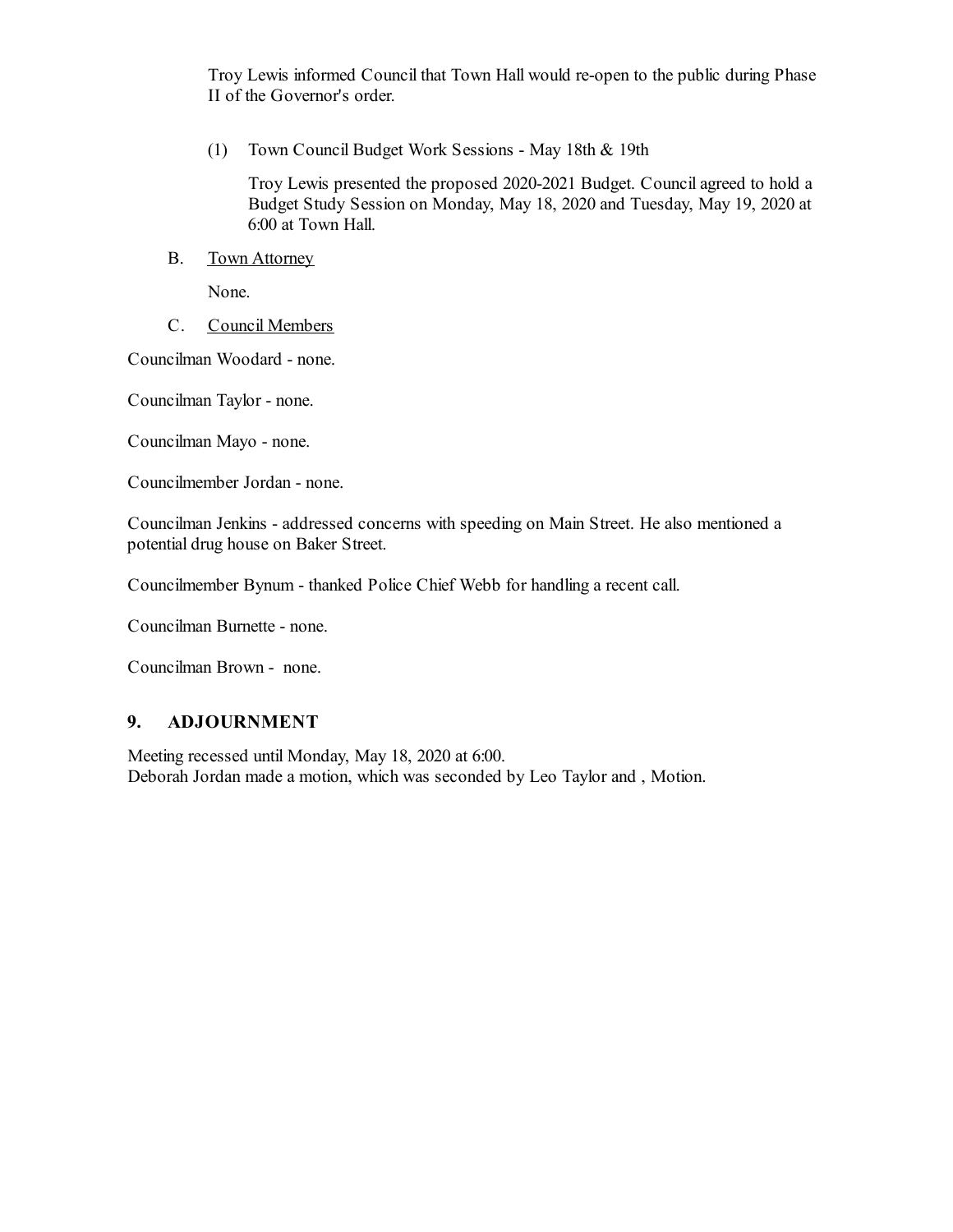Troy Lewis informed Council that Town Hall would re-open to the public during Phase II of the Governor's order.

(1) Town Council Budget Work Sessions - May 18th & 19th

Troy Lewis presented the proposed 2020-2021 Budget. Council agreed to hold a Budget Study Session on Monday, May 18, 2020 and Tuesday, May 19, 2020 at 6:00 at Town Hall.

B. Town Attorney

None.

C. Council Members

Councilman Woodard - none.

Councilman Taylor - none.

Councilman Mayo - none.

Councilmember Jordan - none.

Councilman Jenkins - addressed concerns with speeding on Main Street. He also mentioned a potential drug house on Baker Street.

Councilmember Bynum - thanked Police Chief Webb for handling a recent call.

Councilman Burnette - none.

Councilman Brown - none.

## 9. ADJOURNMENT

Meeting recessed until Monday, May 18, 2020 at 6:00.
Deborah Jordan made a motion, which was seconded by Leo Taylor and , Motion.